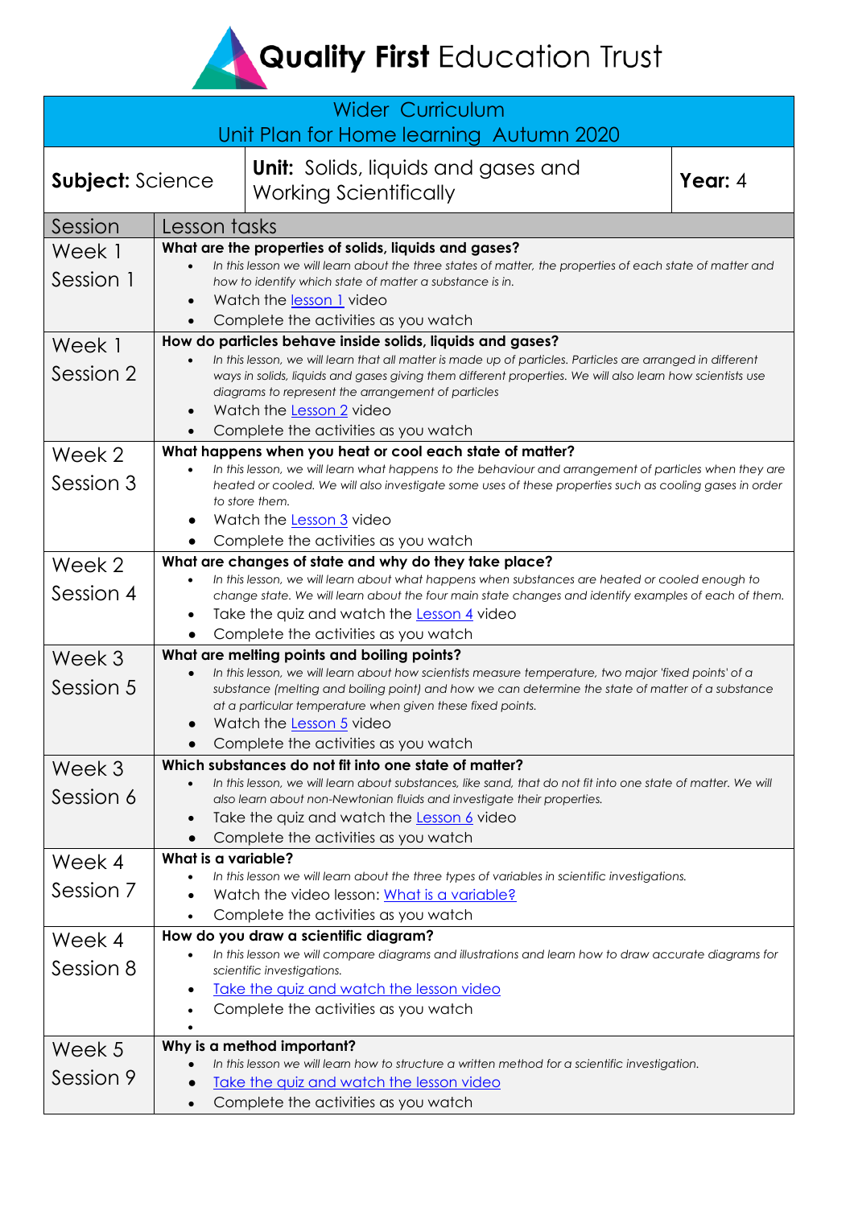# **Quality First** Education Trust

| Wider Curriculum<br>Unit Plan for Home learning Autumn 2020 | | |
|---|---|---|
| **Subject:** Science | **Unit:** Solids, liquids and gases and Working Scientifically | **Year:** 4 |

| Session | Lesson tasks |
|---|---|
| Week 1 Session 1 | **What are the properties of solids, liquids and gases?**<br>• *In this lesson we will learn about the three states of matter, the properties of each state of matter and how to identify which state of matter a substance is in.*<br>• Watch the lesson 1 video<br>• Complete the activities as you watch |
| Week 1 Session 2 | **How do particles behave inside solids, liquids and gases?**<br>• *In this lesson, we will learn that all matter is made up of particles. Particles are arranged in different ways in solids, liquids and gases giving them different properties. We will also learn how scientists use diagrams to represent the arrangement of particles*<br>• Watch the Lesson 2 video<br>• Complete the activities as you watch |
| Week 2 Session 3 | **What happens when you heat or cool each state of matter?**<br>• *In this lesson, we will learn what happens to the behaviour and arrangement of particles when they are heated or cooled. We will also investigate some uses of these properties such as cooling gases in order to store them.*<br>• Watch the Lesson 3 video<br>• Complete the activities as you watch |
| Week 2 Session 4 | **What are changes of state and why do they take place?**<br>• *In this lesson, we will learn about what happens when substances are heated or cooled enough to change state. We will learn about the four main state changes and identify examples of each of them.*<br>• Take the quiz and watch the Lesson 4 video<br>• Complete the activities as you watch |
| Week 3 Session 5 | **What are melting points and boiling points?**<br>• *In this lesson, we will learn about how scientists measure temperature, two major 'fixed points' of a substance (melting and boiling point) and how we can determine the state of matter of a substance at a particular temperature when given these fixed points.*<br>• Watch the Lesson 5 video<br>• Complete the activities as you watch |
| Week 3 Session 6 | **Which substances do not fit into one state of matter?**<br>• *In this lesson, we will learn about substances, like sand, that do not fit into one state of matter. We will also learn about non-Newtonian fluids and investigate their properties.*<br>• Take the quiz and watch the Lesson 6 video<br>• Complete the activities as you watch |
| Week 4 Session 7 | **What is a variable?**<br>• *In this lesson we will learn about the three types of variables in scientific investigations.*<br>• Watch the video lesson: What is a variable?<br>• Complete the activities as you watch |
| Week 4 Session 8 | **How do you draw a scientific diagram?**<br>• *In this lesson we will compare diagrams and illustrations and learn how to draw accurate diagrams for scientific investigations.*<br>• Take the quiz and watch the lesson video<br>• Complete the activities as you watch |
| Week 5 Session 9 | **Why is a method important?**<br>• *In this lesson we will learn how to structure a written method for a scientific investigation.*<br>• Take the quiz and watch the lesson video<br>• Complete the activities as you watch |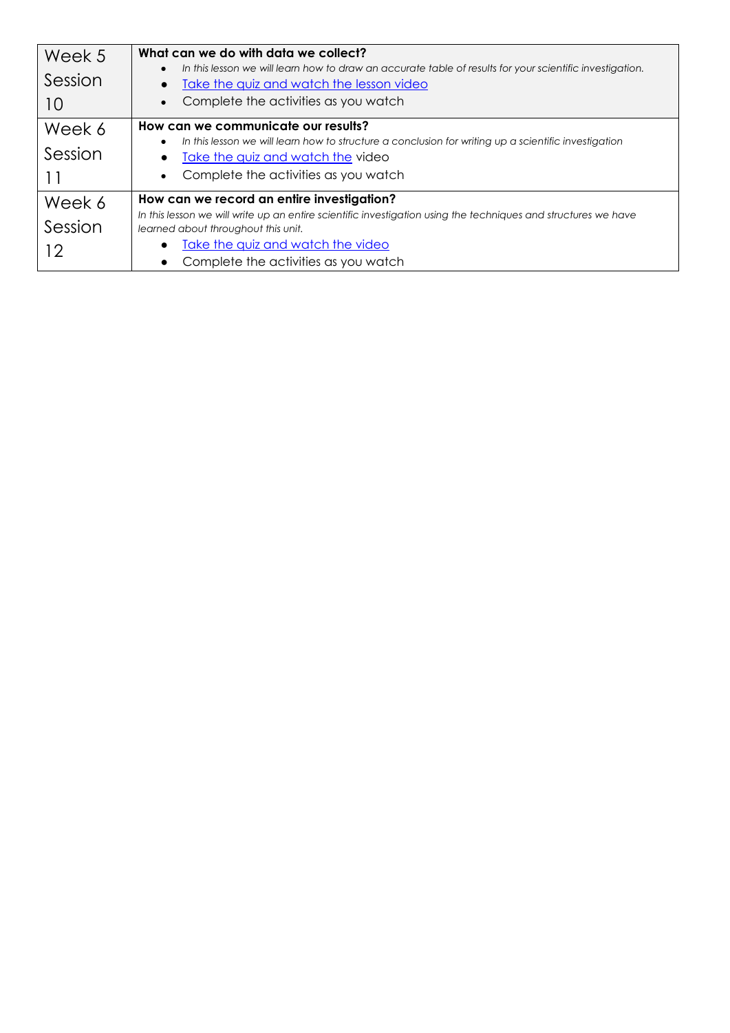| | |
|---|---|
| Week 5 Session 10 | **What can we do with data we collect?**<br>• *In this lesson we will learn how to draw an accurate table of results for your scientific investigation.*<br>• Take the quiz and watch the lesson video<br>• Complete the activities as you watch |
| Week 6 Session 11 | **How can we communicate our results?**<br>• *In this lesson we will learn how to structure a conclusion for writing up a scientific investigation*<br>• Take the quiz and watch the video<br>• Complete the activities as you watch |
| Week 6 Session 12 | **How can we record an entire investigation?**<br>*In this lesson we will write up an entire scientific investigation using the techniques and structures we have learned about throughout this unit.*<br>• Take the quiz and watch the video<br>• Complete the activities as you watch |